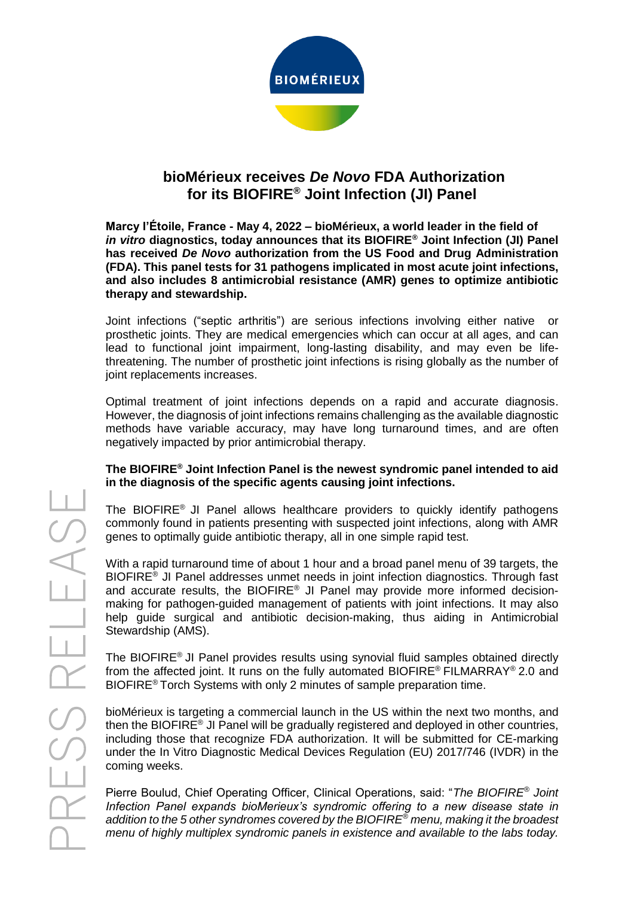# bioMérieux receives *De Novo* FDA Authorization for its BIOFIRE® Joint Infection (JI) Panel

**Marcy l'Étoile, France - May 4, 2022 – bioMérieux, a world leader in the field of *in vitro* diagnostics, today announces that its BIOFIRE® Joint Infection (JI) Panel has received *De Novo* authorization from the US Food and Drug Administration (FDA). This panel tests for 31 pathogens implicated in most acute joint infections, and also includes 8 antimicrobial resistance (AMR) genes to optimize antibiotic therapy and stewardship.**

Joint infections ("septic arthritis") are serious infections involving either native or prosthetic joints. They are medical emergencies which can occur at all ages, and can lead to functional joint impairment, long-lasting disability, and may even be life-threatening. The number of prosthetic joint infections is rising globally as the number of joint replacements increases.

Optimal treatment of joint infections depends on a rapid and accurate diagnosis. However, the diagnosis of joint infections remains challenging as the available diagnostic methods have variable accuracy, may have long turnaround times, and are often negatively impacted by prior antimicrobial therapy.

**The BIOFIRE® Joint Infection Panel is the newest syndromic panel intended to aid in the diagnosis of the specific agents causing joint infections.**

The BIOFIRE® JI Panel allows healthcare providers to quickly identify pathogens commonly found in patients presenting with suspected joint infections, along with AMR genes to optimally guide antibiotic therapy, all in one simple rapid test.

With a rapid turnaround time of about 1 hour and a broad panel menu of 39 targets, the BIOFIRE® JI Panel addresses unmet needs in joint infection diagnostics. Through fast and accurate results, the BIOFIRE® JI Panel may provide more informed decision-making for pathogen-guided management of patients with joint infections. It may also help guide surgical and antibiotic decision-making, thus aiding in Antimicrobial Stewardship (AMS).

The BIOFIRE® JI Panel provides results using synovial fluid samples obtained directly from the affected joint. It runs on the fully automated BIOFIRE® FILMARRAY® 2.0 and BIOFIRE® Torch Systems with only 2 minutes of sample preparation time.

bioMérieux is targeting a commercial launch in the US within the next two months, and then the BIOFIRE® JI Panel will be gradually registered and deployed in other countries, including those that recognize FDA authorization. It will be submitted for CE-marking under the In Vitro Diagnostic Medical Devices Regulation (EU) 2017/746 (IVDR) in the coming weeks.

Pierre Boulud, Chief Operating Officer, Clinical Operations, said: "*The BIOFIRE® Joint Infection Panel expands bioMerieux's syndromic offering to a new disease state in addition to the 5 other syndromes covered by the BIOFIRE® menu, making it the broadest menu of highly multiplex syndromic panels in existence and available to the labs today.*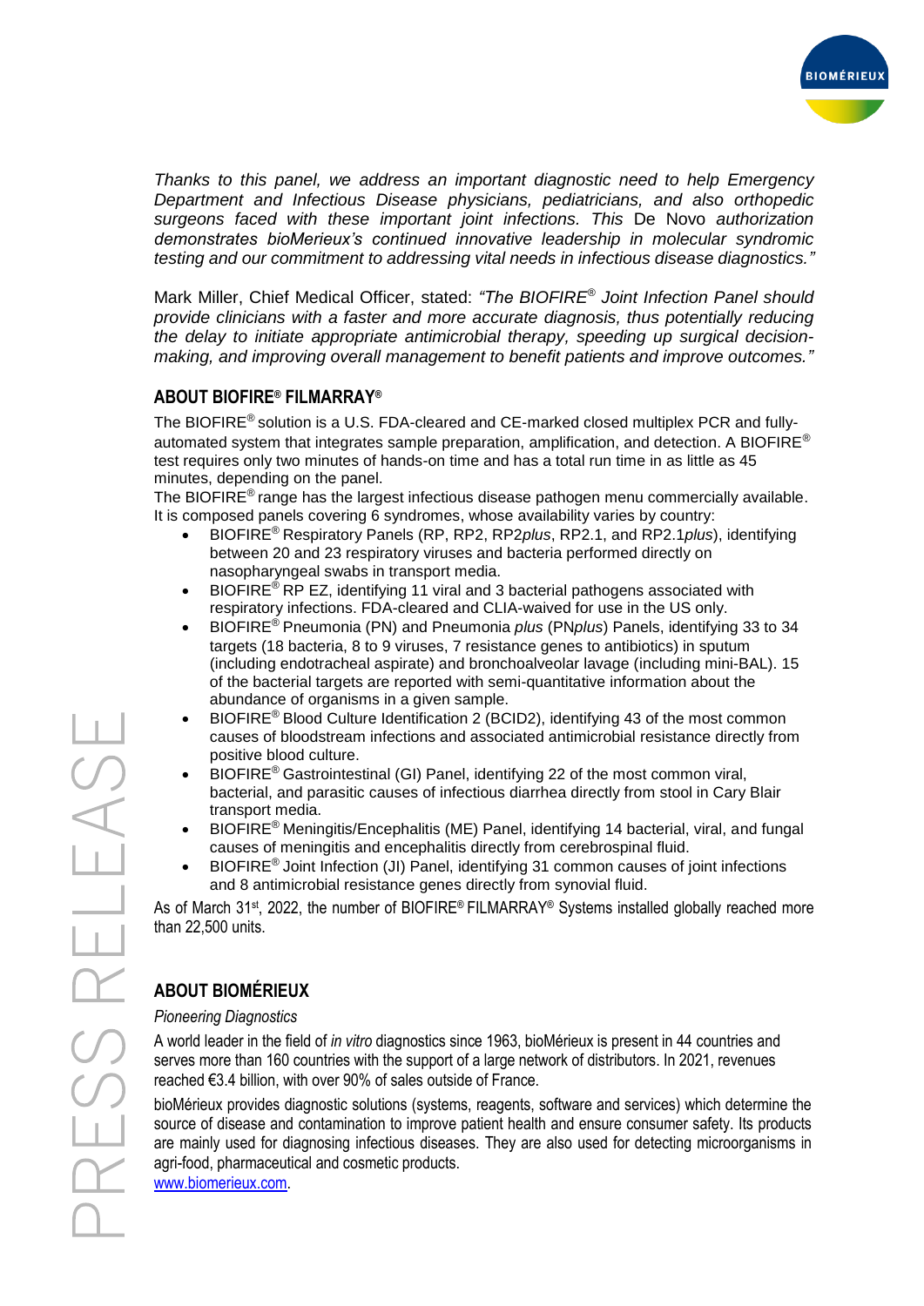*Thanks to this panel, we address an important diagnostic need to help Emergency Department and Infectious Disease physicians, pediatricians, and also orthopedic surgeons faced with these important joint infections. This* De Novo *authorization demonstrates bioMerieux's continued innovative leadership in molecular syndromic testing and our commitment to addressing vital needs in infectious disease diagnostics."*

Mark Miller, Chief Medical Officer, stated: *"The BIOFIRE® Joint Infection Panel should provide clinicians with a faster and more accurate diagnosis, thus potentially reducing the delay to initiate appropriate antimicrobial therapy, speeding up surgical decision-making, and improving overall management to benefit patients and improve outcomes."*

## ABOUT BIOFIRE® FILMARRAY®

The BIOFIRE® solution is a U.S. FDA-cleared and CE-marked closed multiplex PCR and fully-automated system that integrates sample preparation, amplification, and detection. A BIOFIRE® test requires only two minutes of hands-on time and has a total run time in as little as 45 minutes, depending on the panel.

The BIOFIRE® range has the largest infectious disease pathogen menu commercially available. It is composed panels covering 6 syndromes, whose availability varies by country:

- BIOFIRE® Respiratory Panels (RP, RP2, RP2*plus*, RP2.1, and RP2.1*plus*), identifying between 20 and 23 respiratory viruses and bacteria performed directly on nasopharyngeal swabs in transport media.
- BIOFIRE® RP EZ, identifying 11 viral and 3 bacterial pathogens associated with respiratory infections. FDA-cleared and CLIA-waived for use in the US only.
- BIOFIRE® Pneumonia (PN) and Pneumonia *plus* (PN*plus*) Panels, identifying 33 to 34 targets (18 bacteria, 8 to 9 viruses, 7 resistance genes to antibiotics) in sputum (including endotracheal aspirate) and bronchoalveolar lavage (including mini-BAL). 15 of the bacterial targets are reported with semi-quantitative information about the abundance of organisms in a given sample.
- BIOFIRE® Blood Culture Identification 2 (BCID2), identifying 43 of the most common causes of bloodstream infections and associated antimicrobial resistance directly from positive blood culture.
- BIOFIRE® Gastrointestinal (GI) Panel, identifying 22 of the most common viral, bacterial, and parasitic causes of infectious diarrhea directly from stool in Cary Blair transport media.
- BIOFIRE® Meningitis/Encephalitis (ME) Panel, identifying 14 bacterial, viral, and fungal causes of meningitis and encephalitis directly from cerebrospinal fluid.
- BIOFIRE® Joint Infection (JI) Panel, identifying 31 common causes of joint infections and 8 antimicrobial resistance genes directly from synovial fluid.

As of March 31st, 2022, the number of BIOFIRE® FILMARRAY® Systems installed globally reached more than 22,500 units.

## ABOUT BIOMÉRIEUX

*Pioneering Diagnostics*

A world leader in the field of *in vitro* diagnostics since 1963, bioMérieux is present in 44 countries and serves more than 160 countries with the support of a large network of distributors. In 2021, revenues reached €3.4 billion, with over 90% of sales outside of France.

bioMérieux provides diagnostic solutions (systems, reagents, software and services) which determine the source of disease and contamination to improve patient health and ensure consumer safety. Its products are mainly used for diagnosing infectious diseases. They are also used for detecting microorganisms in agri-food, pharmaceutical and cosmetic products.

www.biomerieux.com.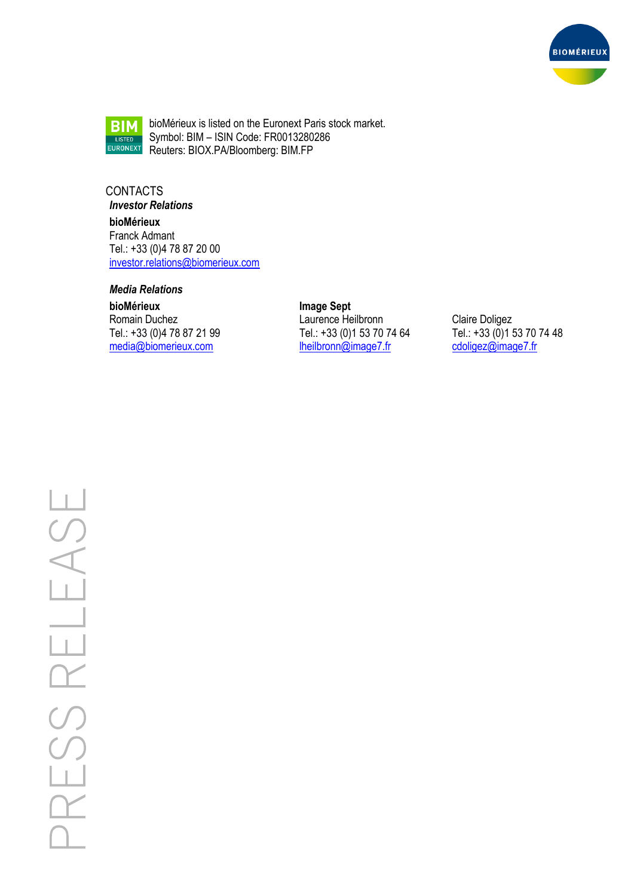BIM LISTED EURONEXT

bioMérieux is listed on the Euronext Paris stock market.
Symbol: BIM – ISIN Code: FR0013280286
Reuters: BIOX.PA/Bloomberg: BIM.FP

CONTACTS

***Investor Relations***

**bioMérieux**
Franck Admant
Tel.: +33 (0)4 78 87 20 00
investor.relations@biomerieux.com

***Media Relations***

**bioMérieux**
Romain Duchez
Tel.: +33 (0)4 78 87 21 99
media@biomerieux.com

**Image Sept**
Laurence Heilbronn
Tel.: +33 (0)1 53 70 74 64
lheilbronn@image7.fr

Claire Doligez
Tel.: +33 (0)1 53 70 74 48
cdoligez@image7.fr

PRESS RELEASE